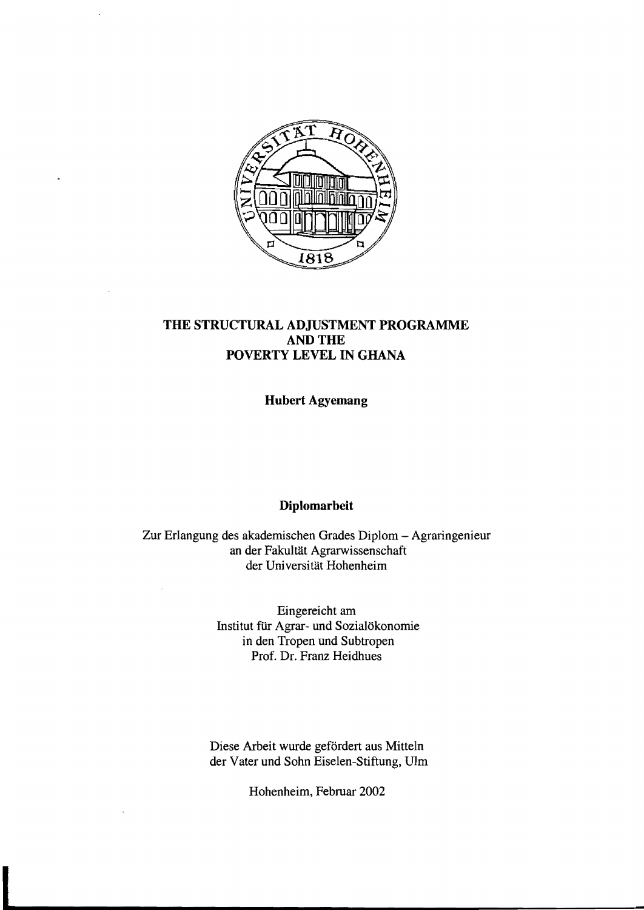# THE STRUCTURAL ADJUSTMENT PROGRAMME AND THE POVERTY LEVEL IN GHANA

**Hubert Agyemang**

**Diplomarbeit**

Zur Erlangung des akademischen Grades Diplom – Agraringenieur
an der Fakultät Agrarwissenschaft
der Universität Hohenheim

Eingereicht am
Institut für Agrar- und Sozialökonomie
in den Tropen und Subtropen
Prof. Dr. Franz Heidhues

Diese Arbeit wurde gefördert aus Mitteln
der Vater und Sohn Eiselen-Stiftung, Ulm

Hohenheim, Februar 2002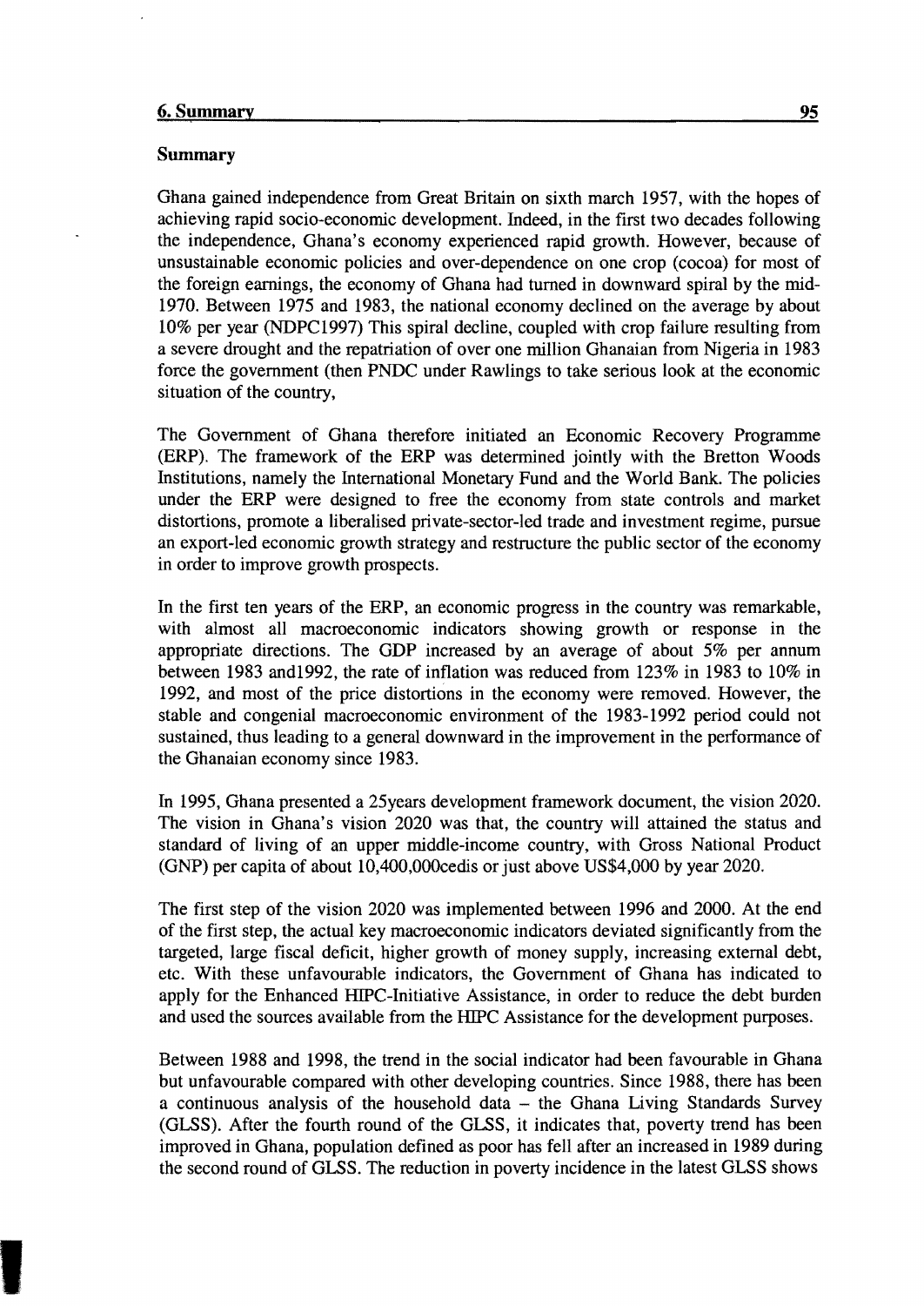## Summary

Ghana gained independence from Great Britain on sixth march 1957, with the hopes of achieving rapid socio-economic development. Indeed, in the first two decades following the independence, Ghana's economy experienced rapid growth. However, because of unsustainable economic policies and over-dependence on one crop (cocoa) for most of the foreign earnings, the economy of Ghana had turned in downward spiral by the mid-1970. Between 1975 and 1983, the national economy declined on the average by about 10% per year (NDPC1997) This spiral decline, coupled with crop failure resulting from a severe drought and the repatriation of over one million Ghanaian from Nigeria in 1983 force the government (then PNDC under Rawlings to take serious look at the economic situation of the country,

The Government of Ghana therefore initiated an Economic Recovery Programme (ERP). The framework of the ERP was determined jointly with the Bretton Woods Institutions, namely the International Monetary Fund and the World Bank. The policies under the ERP were designed to free the economy from state controls and market distortions, promote a liberalised private-sector-led trade and investment regime, pursue an export-led economic growth strategy and restructure the public sector of the economy in order to improve growth prospects.

In the first ten years of the ERP, an economic progress in the country was remarkable, with almost all macroeconomic indicators showing growth or response in the appropriate directions. The GDP increased by an average of about 5% per annum between 1983 and1992, the rate of inflation was reduced from 123% in 1983 to 10% in 1992, and most of the price distortions in the economy were removed. However, the stable and congenial macroeconomic environment of the 1983-1992 period could not sustained, thus leading to a general downward in the improvement in the performance of the Ghanaian economy since 1983.

In 1995, Ghana presented a 25years development framework document, the vision 2020. The vision in Ghana's vision 2020 was that, the country will attained the status and standard of living of an upper middle-income country, with Gross National Product (GNP) per capita of about 10,400,000cedis or just above US$4,000 by year 2020.

The first step of the vision 2020 was implemented between 1996 and 2000. At the end of the first step, the actual key macroeconomic indicators deviated significantly from the targeted, large fiscal deficit, higher growth of money supply, increasing external debt, etc. With these unfavourable indicators, the Government of Ghana has indicated to apply for the Enhanced HIPC-Initiative Assistance, in order to reduce the debt burden and used the sources available from the HIPC Assistance for the development purposes.

Between 1988 and 1998, the trend in the social indicator had been favourable in Ghana but unfavourable compared with other developing countries. Since 1988, there has been a continuous analysis of the household data – the Ghana Living Standards Survey (GLSS). After the fourth round of the GLSS, it indicates that, poverty trend has been improved in Ghana, population defined as poor has fell after an increased in 1989 during the second round of GLSS. The reduction in poverty incidence in the latest GLSS shows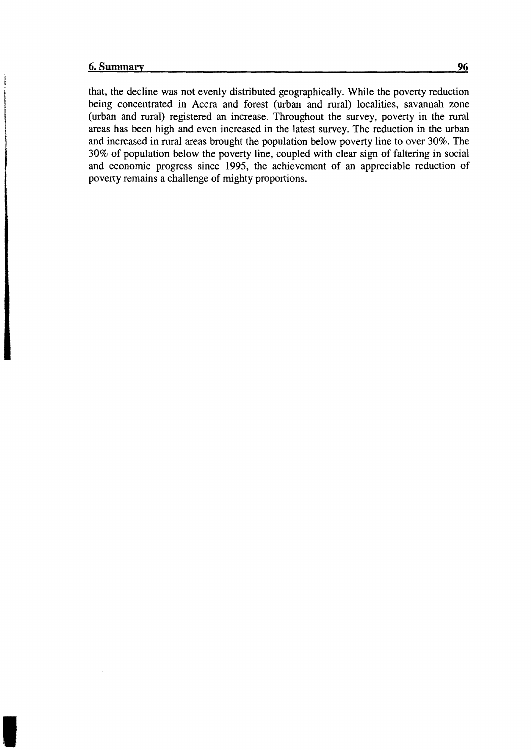that, the decline was not evenly distributed geographically. While the poverty reduction being concentrated in Accra and forest (urban and rural) localities, savannah zone (urban and rural) registered an increase. Throughout the survey, poverty in the rural areas has been high and even increased in the latest survey. The reduction in the urban and increased in rural areas brought the population below poverty line to over 30%. The 30% of population below the poverty line, coupled with clear sign of faltering in social and economic progress since 1995, the achievement of an appreciable reduction of poverty remains a challenge of mighty proportions.